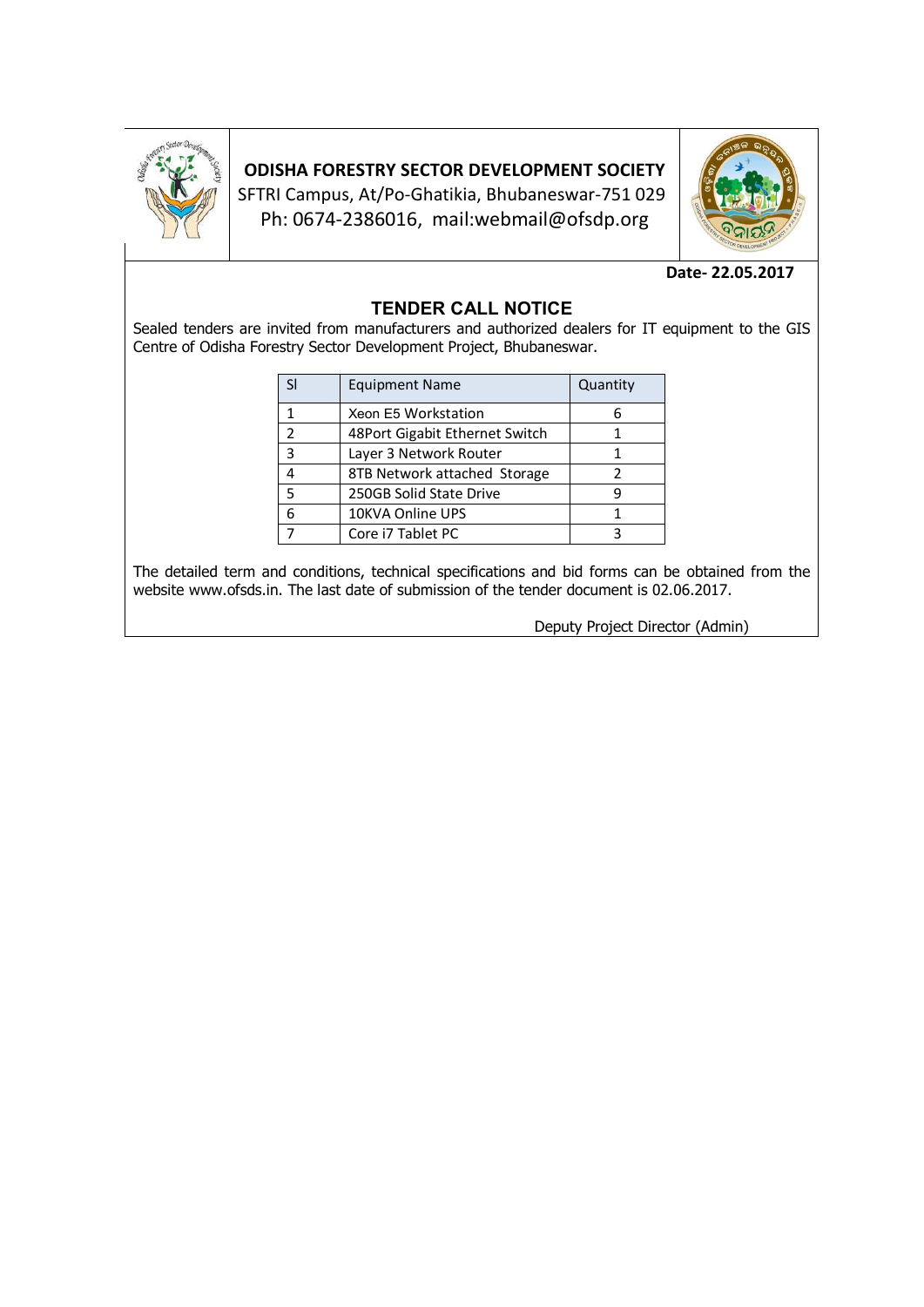**ODISHA FORESTRY SECTOR DEVELOPMENT SOCIETY**
SFTRI Campus, At/Po-Ghatikia, Bhubaneswar-751 029
Ph: 0674-2386016, mail:webmail@ofsdp.org

**Date- 22.05.2017**

## TENDER CALL NOTICE

Sealed tenders are invited from manufacturers and authorized dealers for IT equipment to the GIS Centre of Odisha Forestry Sector Development Project, Bhubaneswar.

| Sl | Equipment Name | Quantity |
|---|---|---|
| 1 | Xeon E5 Workstation | 6 |
| 2 | 48Port Gigabit Ethernet Switch | 1 |
| 3 | Layer 3 Network Router | 1 |
| 4 | 8TB Network attached Storage | 2 |
| 5 | 250GB Solid State Drive | 9 |
| 6 | 10KVA Online UPS | 1 |
| 7 | Core i7 Tablet PC | 3 |

The detailed term and conditions, technical specifications and bid forms can be obtained from the website www.ofsds.in. The last date of submission of the tender document is 02.06.2017.

Deputy Project Director (Admin)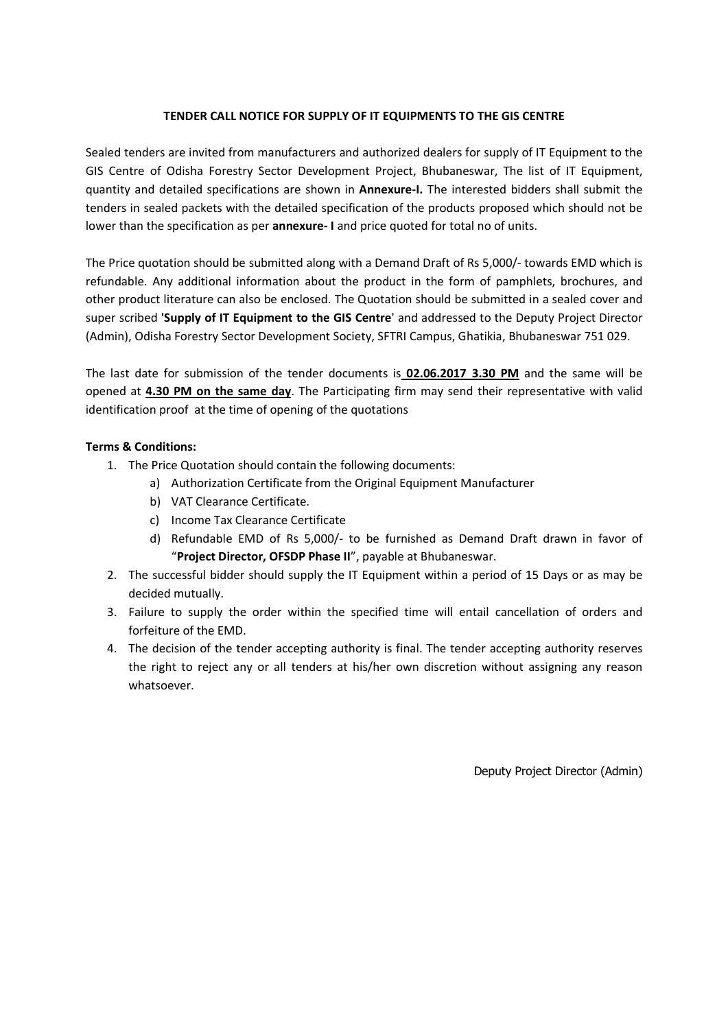# TENDER CALL NOTICE FOR SUPPLY OF IT EQUIPMENTS TO THE GIS CENTRE

Sealed tenders are invited from manufacturers and authorized dealers for supply of IT Equipment to the GIS Centre of Odisha Forestry Sector Development Project, Bhubaneswar, The list of IT Equipment, quantity and detailed specifications are shown in **Annexure-I.** The interested bidders shall submit the tenders in sealed packets with the detailed specification of the products proposed which should not be lower than the specification as per **annexure- I** and price quoted for total no of units.

The Price quotation should be submitted along with a Demand Draft of Rs 5,000/- towards EMD which is refundable. Any additional information about the product in the form of pamphlets, brochures, and other product literature can also be enclosed. The Quotation should be submitted in a sealed cover and super scribed **'Supply of IT Equipment to the GIS Centre**' and addressed to the Deputy Project Director (Admin), Odisha Forestry Sector Development Society, SFTRI Campus, Ghatikia, Bhubaneswar 751 029.

The last date for submission of the tender documents is **02.06.2017 3.30 PM** and the same will be opened at **4.30 PM on the same day**. The Participating firm may send their representative with valid identification proof at the time of opening of the quotations

**Terms & Conditions:**

1. The Price Quotation should contain the following documents:
    a) Authorization Certificate from the Original Equipment Manufacturer
    b) VAT Clearance Certificate.
    c) Income Tax Clearance Certificate
    d) Refundable EMD of Rs 5,000/- to be furnished as Demand Draft drawn in favor of "**Project Director, OFSDP Phase II**", payable at Bhubaneswar.
2. The successful bidder should supply the IT Equipment within a period of 15 Days or as may be decided mutually.
3. Failure to supply the order within the specified time will entail cancellation of orders and forfeiture of the EMD.
4. The decision of the tender accepting authority is final. The tender accepting authority reserves the right to reject any or all tenders at his/her own discretion without assigning any reason whatsoever.

Deputy Project Director (Admin)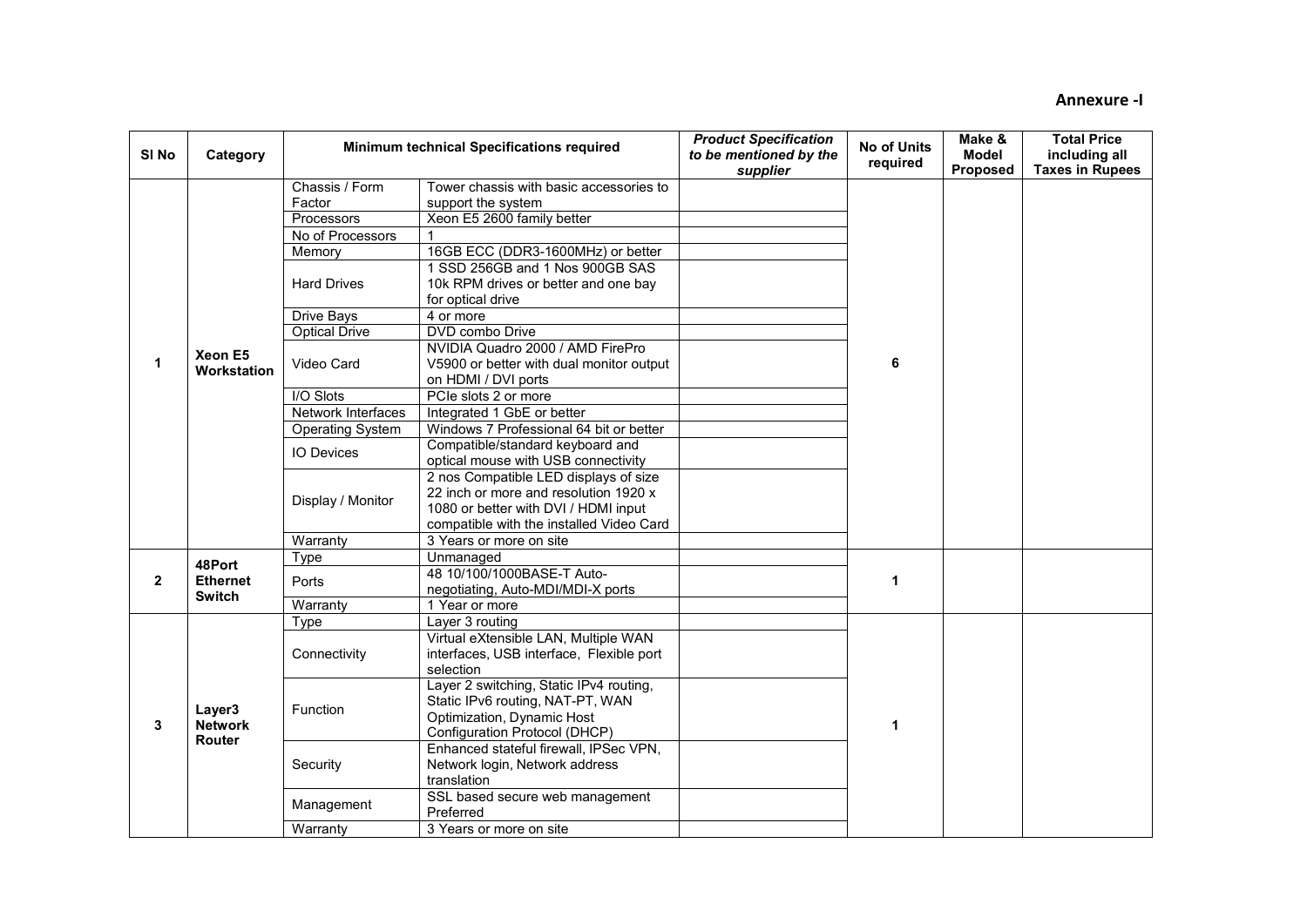**Annexure -I**

| Sl No | Category | Minimum technical Specifications required | | *Product Specification to be mentioned by the supplier* | No of Units required | Make & Model Proposed | Total Price including all Taxes in Rupees |
|---|---|---|---|---|---|---|---|
| 1 | Xeon E5 Workstation | Chassis / Form Factor | Tower chassis with basic accessories to support the system | | 6 | | |
| | | Processors | Xeon E5 2600 family better | | | | |
| | | No of Processors | 1 | | | | |
| | | Memory | 16GB ECC (DDR3-1600MHz) or better | | | | |
| | | Hard Drives | 1 SSD 256GB and 1 Nos 900GB SAS 10k RPM drives or better and one bay for optical drive | | | | |
| | | Drive Bays | 4 or more | | | | |
| | | Optical Drive | DVD combo Drive | | | | |
| | | Video Card | NVIDIA Quadro 2000 / AMD FirePro V5900 or better with dual monitor output on HDMI / DVI ports | | | | |
| | | I/O Slots | PCIe slots 2 or more | | | | |
| | | Network Interfaces | Integrated 1 GbE or better | | | | |
| | | Operating System | Windows 7 Professional 64 bit or better | | | | |
| | | IO Devices | Compatible/standard keyboard and optical mouse with USB connectivity | | | | |
| | | Display / Monitor | 2 nos Compatible LED displays of size 22 inch or more and resolution 1920 x 1080 or better with DVI / HDMI input compatible with the installed Video Card | | | | |
| | | Warranty | 3 Years or more on site | | | | |
| 2 | 48Port Ethernet Switch | Type | Unmanaged | | 1 | | |
| | | Ports | 48 10/100/1000BASE-T Auto-negotiating, Auto-MDI/MDI-X ports | | | | |
| | | Warranty | 1 Year or more | | | | |
| 3 | Layer3 Network Router | Type | Layer 3 routing | | 1 | | |
| | | Connectivity | Virtual eXtensible LAN, Multiple WAN interfaces, USB interface, Flexible port selection | | | | |
| | | Function | Layer 2 switching, Static IPv4 routing, Static IPv6 routing, NAT-PT, WAN Optimization, Dynamic Host Configuration Protocol (DHCP) | | | | |
| | | Security | Enhanced stateful firewall, IPSec VPN, Network login, Network address translation | | | | |
| | | Management | SSL based secure web management Preferred | | | | |
| | | Warranty | 3 Years or more on site | | | | |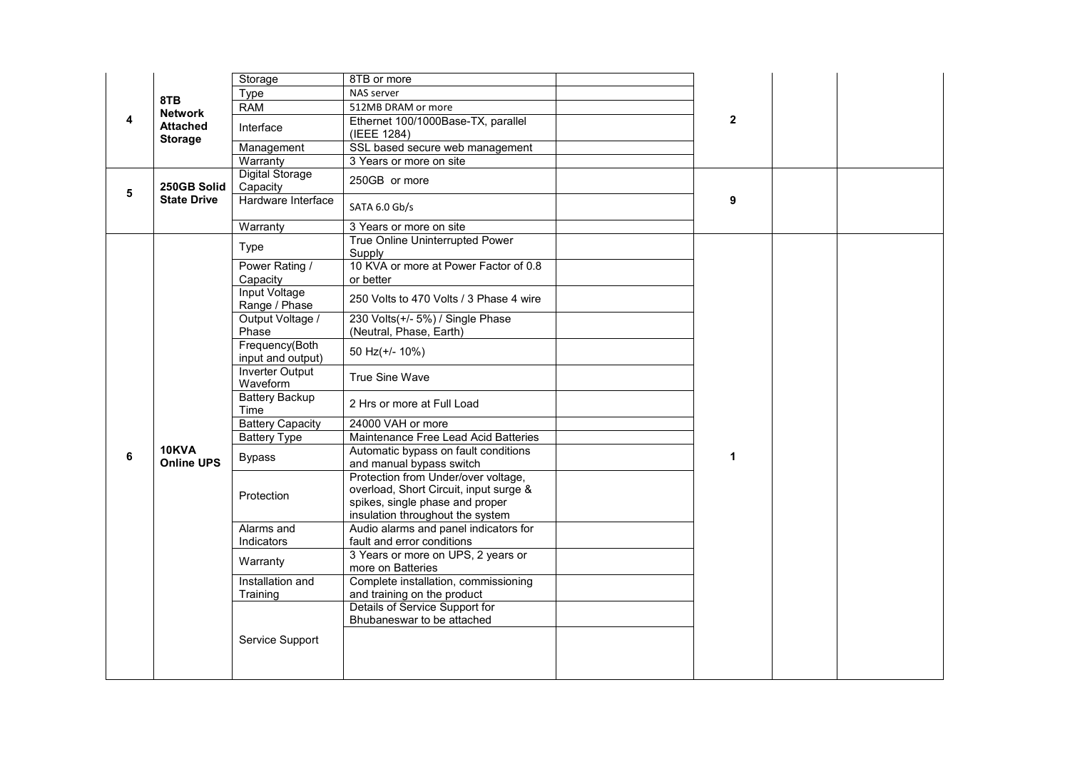| | | | | | | | |
|---|---|---|---|---|---|---|---|
| **4** | **8TB Network Attached Storage** | Storage | 8TB or more | | **2** | | |
| | | Type | NAS server | | | | |
| | | RAM | 512MB DRAM or more | | | | |
| | | Interface | Ethernet 100/1000Base-TX, parallel (IEEE 1284) | | | | |
| | | Management | SSL based secure web management | | | | |
| | | Warranty | 3 Years or more on site | | | | |
| **5** | **250GB Solid State Drive** | Digital Storage Capacity | 250GB or more | | **9** | | |
| | | Hardware Interface | SATA 6.0 Gb/s | | | | |
| | | Warranty | 3 Years or more on site | | | | |
| **6** | **10KVA Online UPS** | Type | True Online Uninterrupted Power Supply | | **1** | | |
| | | Power Rating / Capacity | 10 KVA or more at Power Factor of 0.8 or better | | | | |
| | | Input Voltage Range / Phase | 250 Volts to 470 Volts / 3 Phase 4 wire | | | | |
| | | Output Voltage / Phase | 230 Volts(+/- 5%) / Single Phase (Neutral, Phase, Earth) | | | | |
| | | Frequency(Both input and output) | 50 Hz(+/- 10%) | | | | |
| | | Inverter Output Waveform | True Sine Wave | | | | |
| | | Battery Backup Time | 2 Hrs or more at Full Load | | | | |
| | | Battery Capacity | 24000 VAH or more | | | | |
| | | Battery Type | Maintenance Free Lead Acid Batteries | | | | |
| | | Bypass | Automatic bypass on fault conditions and manual bypass switch | | | | |
| | | Protection | Protection from Under/over voltage, overload, Short Circuit, input surge & spikes, single phase and proper insulation throughout the system | | | | |
| | | Alarms and Indicators | Audio alarms and panel indicators for fault and error conditions | | | | |
| | | Warranty | 3 Years or more on UPS, 2 years or more on Batteries | | | | |
| | | Installation and Training | Complete installation, commissioning and training on the product | | | | |
| | | Service Support | Details of Service Support for Bhubaneswar to be attached | | | | |
| | | | | | | | |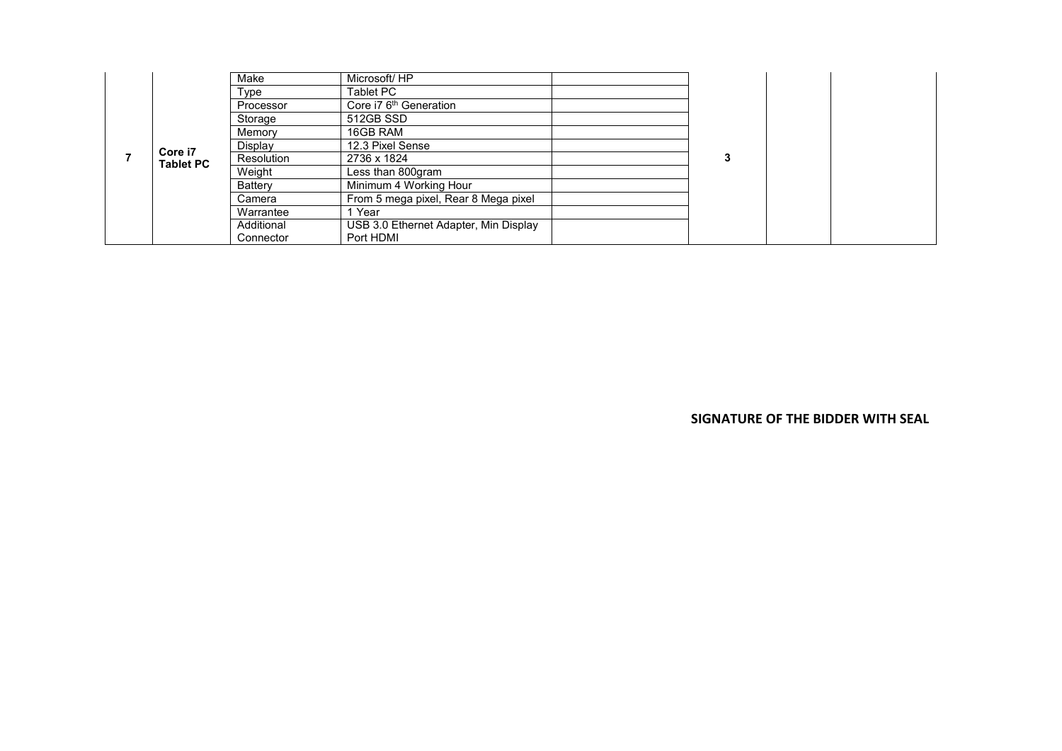| | | | | | | | |
|---|---|---|---|---|---|---|---|
| 7 | Core i7 Tablet PC | Make | Microsoft/ HP | | 3 | | |
| | | Type | Tablet PC | | | | |
| | | Processor | Core i7 6th Generation | | | | |
| | | Storage | 512GB SSD | | | | |
| | | Memory | 16GB RAM | | | | |
| | | Display | 12.3 Pixel Sense | | | | |
| | | Resolution | 2736 x 1824 | | | | |
| | | Weight | Less than 800gram | | | | |
| | | Battery | Minimum 4 Working Hour | | | | |
| | | Camera | From 5 mega pixel, Rear 8 Mega pixel | | | | |
| | | Warrantee | 1 Year | | | | |
| | | Additional Connector | USB 3.0 Ethernet Adapter, Min Display Port HDMI | | | | |

**SIGNATURE OF THE BIDDER WITH SEAL**